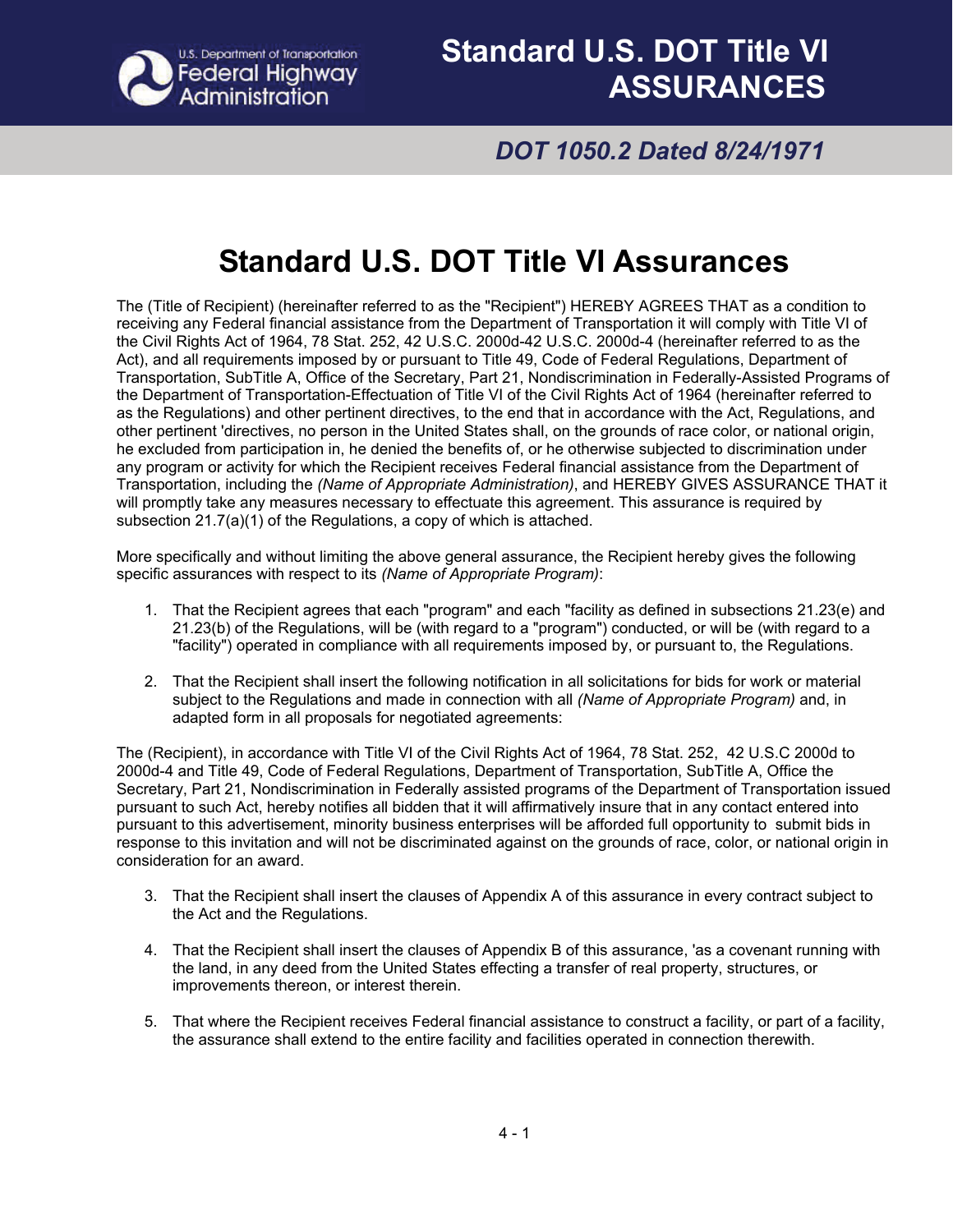U.S. Department of Transportation Federal Highway Administration

# Standard U.S. DOT Title VI ASSURANCES

*DOT 1050.2 Dated 8/24/1971*

## Standard U.S. DOT Title VI Assurances

The (Title of Recipient) (hereinafter referred to as the "Recipient") HEREBY AGREES THAT as a condition to receiving any Federal financial assistance from the Department of Transportation it will comply with Title VI of the Civil Rights Act of 1964, 78 Stat. 252, 42 U.S.C. 2000d-42 U.S.C. 2000d-4 (hereinafter referred to as the Act), and all requirements imposed by or pursuant to Title 49, Code of Federal Regulations, Department of Transportation, SubTitle A, Office of the Secretary, Part 21, Nondiscrimination in Federally-Assisted Programs of the Department of Transportation-Effectuation of Title VI of the Civil Rights Act of 1964 (hereinafter referred to as the Regulations) and other pertinent directives, to the end that in accordance with the Act, Regulations, and other pertinent 'directives, no person in the United States shall, on the grounds of race color, or national origin, he excluded from participation in, he denied the benefits of, or he otherwise subjected to discrimination under any program or activity for which the Recipient receives Federal financial assistance from the Department of Transportation, including the *(Name of Appropriate Administration)*, and HEREBY GIVES ASSURANCE THAT it will promptly take any measures necessary to effectuate this agreement. This assurance is required by subsection 21.7(a)(1) of the Regulations, a copy of which is attached.

More specifically and without limiting the above general assurance, the Recipient hereby gives the following specific assurances with respect to its *(Name of Appropriate Program)*:

1. That the Recipient agrees that each "program" and each "facility as defined in subsections 21.23(e) and 21.23(b) of the Regulations, will be (with regard to a "program") conducted, or will be (with regard to a "facility") operated in compliance with all requirements imposed by, or pursuant to, the Regulations.

2. That the Recipient shall insert the following notification in all solicitations for bids for work or material subject to the Regulations and made in connection with all *(Name of Appropriate Program)* and, in adapted form in all proposals for negotiated agreements:

The (Recipient), in accordance with Title VI of the Civil Rights Act of 1964, 78 Stat. 252, 42 U.S.C 2000d to 2000d-4 and Title 49, Code of Federal Regulations, Department of Transportation, SubTitle A, Office the Secretary, Part 21, Nondiscrimination in Federally assisted programs of the Department of Transportation issued pursuant to such Act, hereby notifies all bidden that it will affirmatively insure that in any contact entered into pursuant to this advertisement, minority business enterprises will be afforded full opportunity to submit bids in response to this invitation and will not be discriminated against on the grounds of race, color, or national origin in consideration for an award.

3. That the Recipient shall insert the clauses of Appendix A of this assurance in every contract subject to the Act and the Regulations.

4. That the Recipient shall insert the clauses of Appendix B of this assurance, 'as a covenant running with the land, in any deed from the United States effecting a transfer of real property, structures, or improvements thereon, or interest therein.

5. That where the Recipient receives Federal financial assistance to construct a facility, or part of a facility, the assurance shall extend to the entire facility and facilities operated in connection therewith.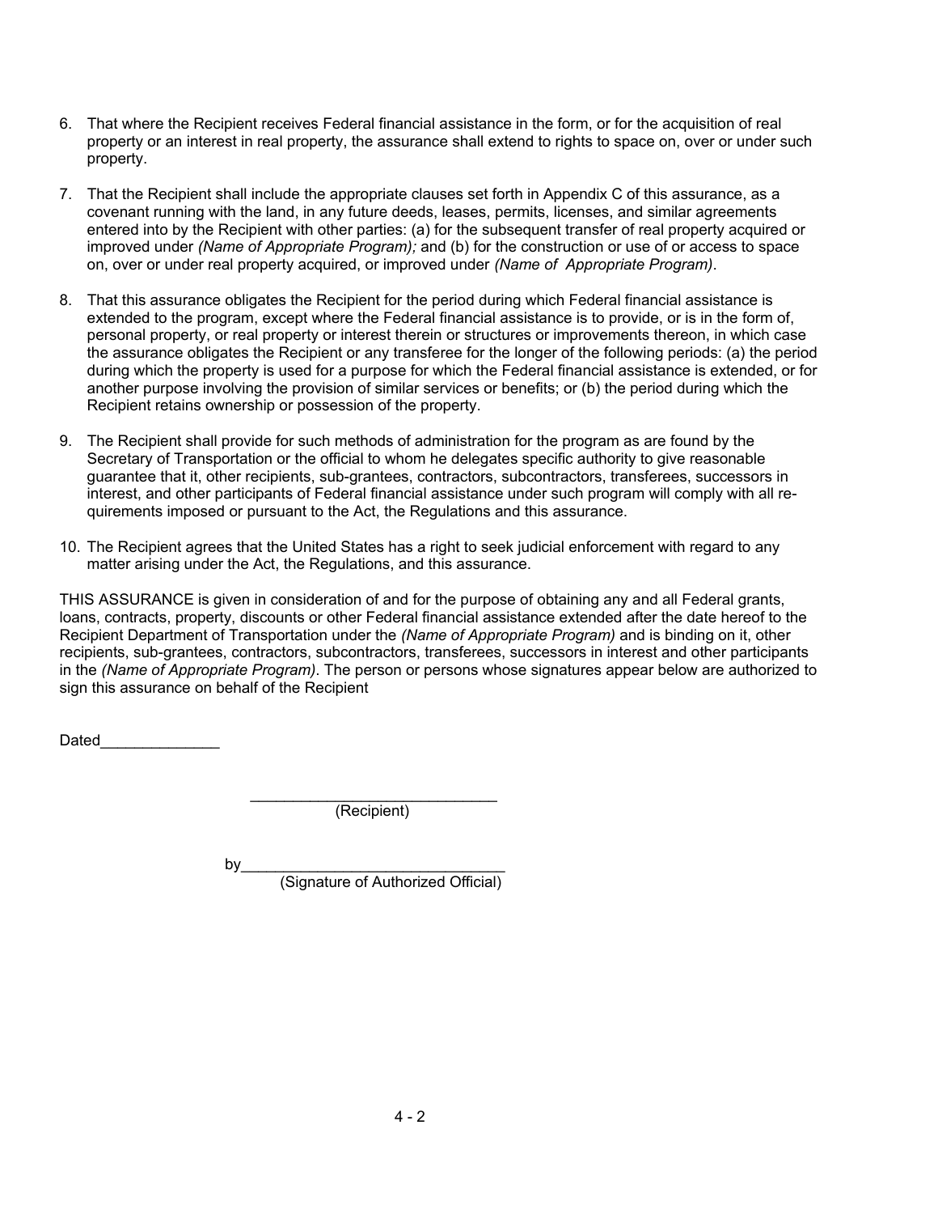6. That where the Recipient receives Federal financial assistance in the form, or for the acquisition of real property or an interest in real property, the assurance shall extend to rights to space on, over or under such property.

7. That the Recipient shall include the appropriate clauses set forth in Appendix C of this assurance, as a covenant running with the land, in any future deeds, leases, permits, licenses, and similar agreements entered into by the Recipient with other parties: (a) for the subsequent transfer of real property acquired or improved under *(Name of Appropriate Program);* and (b) for the construction or use of or access to space on, over or under real property acquired, or improved under *(Name of Appropriate Program)*.

8. That this assurance obligates the Recipient for the period during which Federal financial assistance is extended to the program, except where the Federal financial assistance is to provide, or is in the form of, personal property, or real property or interest therein or structures or improvements thereon, in which case the assurance obligates the Recipient or any transferee for the longer of the following periods: (a) the period during which the property is used for a purpose for which the Federal financial assistance is extended, or for another purpose involving the provision of similar services or benefits; or (b) the period during which the Recipient retains ownership or possession of the property.

9. The Recipient shall provide for such methods of administration for the program as are found by the Secretary of Transportation or the official to whom he delegates specific authority to give reasonable guarantee that it, other recipients, sub-grantees, contractors, subcontractors, transferees, successors in interest, and other participants of Federal financial assistance under such program will comply with all requirements imposed or pursuant to the Act, the Regulations and this assurance.

10. The Recipient agrees that the United States has a right to seek judicial enforcement with regard to any matter arising under the Act, the Regulations, and this assurance.

THIS ASSURANCE is given in consideration of and for the purpose of obtaining any and all Federal grants, loans, contracts, property, discounts or other Federal financial assistance extended after the date hereof to the Recipient Department of Transportation under the *(Name of Appropriate Program)* and is binding on it, other recipients, sub-grantees, contractors, subcontractors, transferees, successors in interest and other participants in the *(Name of Appropriate Program)*. The person or persons whose signatures appear below are authorized to sign this assurance on behalf of the Recipient

Dated______________

______________________________
(Recipient)

by_______________________________
(Signature of Authorized Official)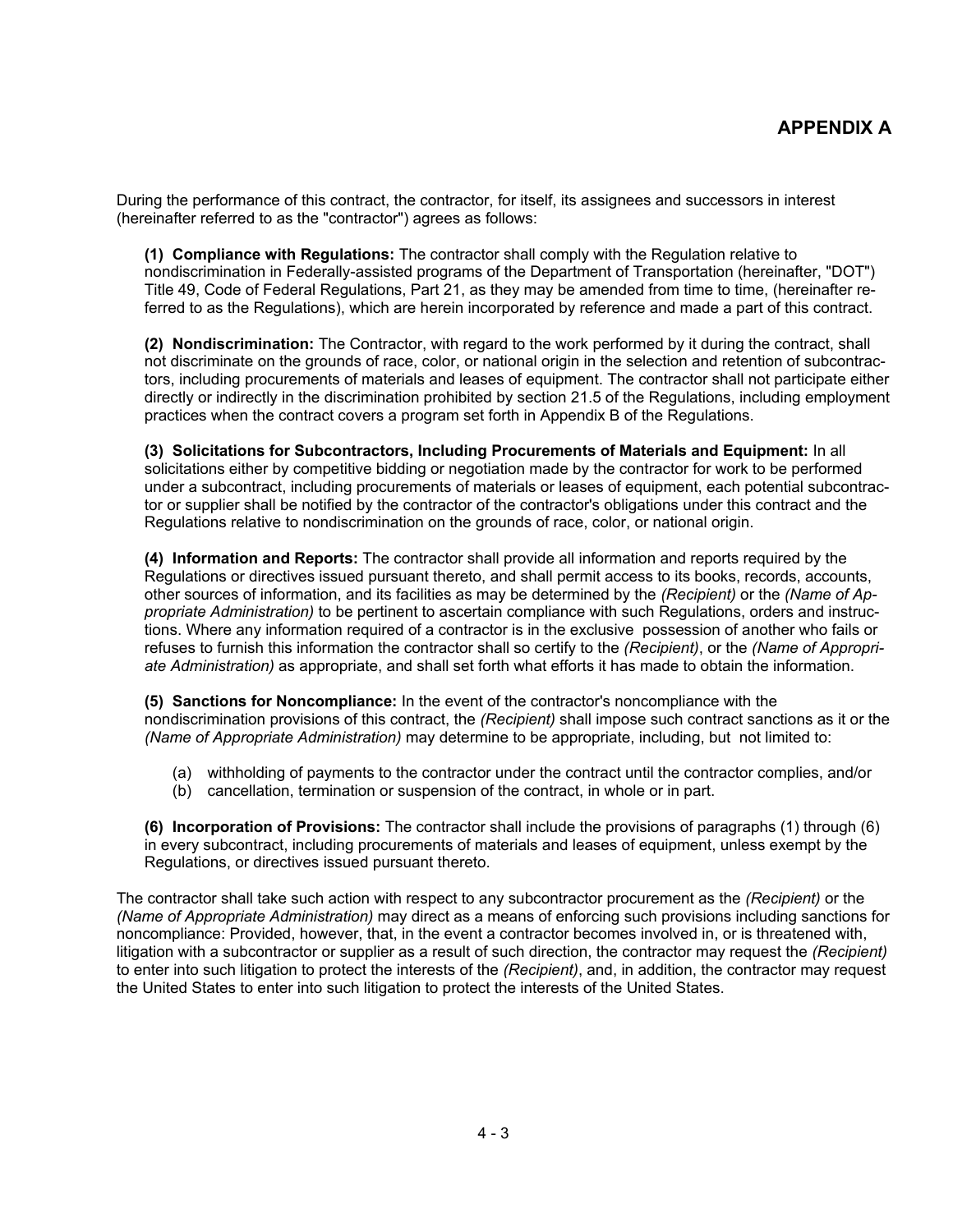## APPENDIX A

During the performance of this contract, the contractor, for itself, its assignees and successors in interest (hereinafter referred to as the "contractor") agrees as follows:

**(1) Compliance with Regulations:** The contractor shall comply with the Regulation relative to nondiscrimination in Federally-assisted programs of the Department of Transportation (hereinafter, "DOT") Title 49, Code of Federal Regulations, Part 21, as they may be amended from time to time, (hereinafter referred to as the Regulations), which are herein incorporated by reference and made a part of this contract.

**(2) Nondiscrimination:** The Contractor, with regard to the work performed by it during the contract, shall not discriminate on the grounds of race, color, or national origin in the selection and retention of subcontractors, including procurements of materials and leases of equipment. The contractor shall not participate either directly or indirectly in the discrimination prohibited by section 21.5 of the Regulations, including employment practices when the contract covers a program set forth in Appendix B of the Regulations.

**(3) Solicitations for Subcontractors, Including Procurements of Materials and Equipment:** In all solicitations either by competitive bidding or negotiation made by the contractor for work to be performed under a subcontract, including procurements of materials or leases of equipment, each potential subcontractor or supplier shall be notified by the contractor of the contractor's obligations under this contract and the Regulations relative to nondiscrimination on the grounds of race, color, or national origin.

**(4) Information and Reports:** The contractor shall provide all information and reports required by the Regulations or directives issued pursuant thereto, and shall permit access to its books, records, accounts, other sources of information, and its facilities as may be determined by the *(Recipient)* or the *(Name of Appropriate Administration)* to be pertinent to ascertain compliance with such Regulations, orders and instructions. Where any information required of a contractor is in the exclusive possession of another who fails or refuses to furnish this information the contractor shall so certify to the *(Recipient)*, or the *(Name of Appropriate Administration)* as appropriate, and shall set forth what efforts it has made to obtain the information.

**(5) Sanctions for Noncompliance:** In the event of the contractor's noncompliance with the nondiscrimination provisions of this contract, the *(Recipient)* shall impose such contract sanctions as it or the *(Name of Appropriate Administration)* may determine to be appropriate, including, but not limited to:

(a) withholding of payments to the contractor under the contract until the contractor complies, and/or
(b) cancellation, termination or suspension of the contract, in whole or in part.

**(6) Incorporation of Provisions:** The contractor shall include the provisions of paragraphs (1) through (6) in every subcontract, including procurements of materials and leases of equipment, unless exempt by the Regulations, or directives issued pursuant thereto.

The contractor shall take such action with respect to any subcontractor procurement as the *(Recipient)* or the *(Name of Appropriate Administration)* may direct as a means of enforcing such provisions including sanctions for noncompliance: Provided, however, that, in the event a contractor becomes involved in, or is threatened with, litigation with a subcontractor or supplier as a result of such direction, the contractor may request the *(Recipient)* to enter into such litigation to protect the interests of the *(Recipient)*, and, in addition, the contractor may request the United States to enter into such litigation to protect the interests of the United States.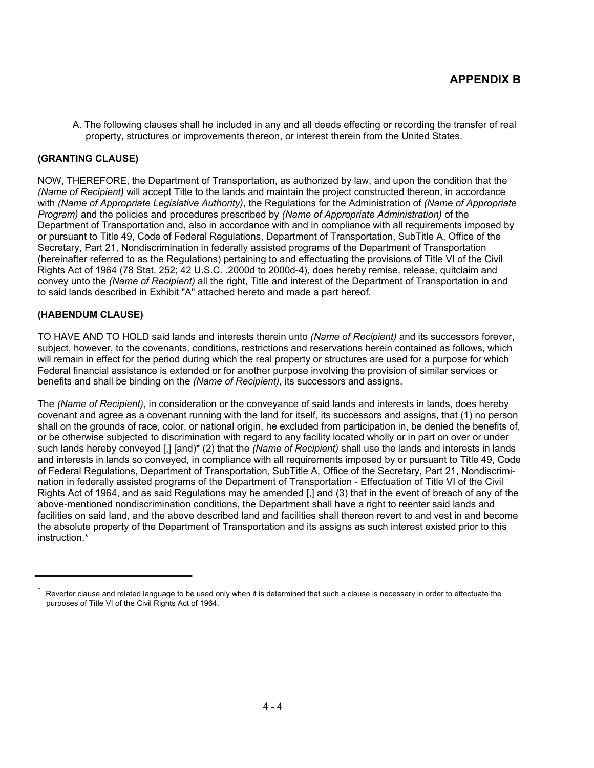## APPENDIX B

A. The following clauses shall he included in any and all deeds effecting or recording the transfer of real property, structures or improvements thereon, or interest therein from the United States.

**(GRANTING CLAUSE)**

NOW, THEREFORE, the Department of Transportation, as authorized by law, and upon the condition that the *(Name of Recipient)* will accept Title to the lands and maintain the project constructed thereon, in accordance with *(Name of Appropriate Legislative Authority)*, the Regulations for the Administration of *(Name of Appropriate Program)* and the policies and procedures prescribed by *(Name of Appropriate Administration)* of the Department of Transportation and, also in accordance with and in compliance with all requirements imposed by or pursuant to Title 49, Code of Federal Regulations, Department of Transportation, SubTitle A, Office of the Secretary, Part 21, Nondiscrimination in federally assisted programs of the Department of Transportation (hereinafter referred to as the Regulations) pertaining to and effectuating the provisions of Title VI of the Civil Rights Act of 1964 (78 Stat. 252; 42 U.S.C. .2000d to 2000d-4), does hereby remise, release, quitclaim and convey unto the *(Name of Recipient)* all the right, Title and interest of the Department of Transportation in and to said lands described in Exhibit "A" attached hereto and made a part hereof.

**(HABENDUM CLAUSE)**

TO HAVE AND TO HOLD said lands and interests therein unto *(Name of Recipient)* and its successors forever, subject, however, to the covenants, conditions, restrictions and reservations herein contained as follows, which will remain in effect for the period during which the real property or structures are used for a purpose for which Federal financial assistance is extended or for another purpose involving the provision of similar services or benefits and shall be binding on the *(Name of Recipient)*, its successors and assigns.

The *(Name of Recipient)*, in consideration or the conveyance of said lands and interests in lands, does hereby covenant and agree as a covenant running with the land for itself, its successors and assigns, that (1) no person shall on the grounds of race, color, or national origin, he excluded from participation in, be denied the benefits of, or be otherwise subjected to discrimination with regard to any facility located wholly or in part on over or under such lands hereby conveyed [,] [and]* (2) that the *(Name of Recipient)* shall use the lands and interests in lands and interests in lands so conveyed, in compliance with all requirements imposed by or pursuant to Title 49, Code of Federal Regulations, Department of Transportation, SubTitle A, Office of the Secretary, Part 21, Nondiscrimination in federally assisted programs of the Department of Transportation - Effectuation of Title VI of the Civil Rights Act of 1964, and as said Regulations may he amended [,] and (3) that in the event of breach of any of the above-mentioned nondiscrimination conditions, the Department shall have a right to reenter said lands and facilities on said land, and the above described land and facilities shall thereon revert to and vest in and become the absolute property of the Department of Transportation and its assigns as such interest existed prior to this instruction.*

---

* Reverter clause and related language to be used only when it is determined that such a clause is necessary in order to effectuate the purposes of Title VI of the Civil Rights Act of 1964.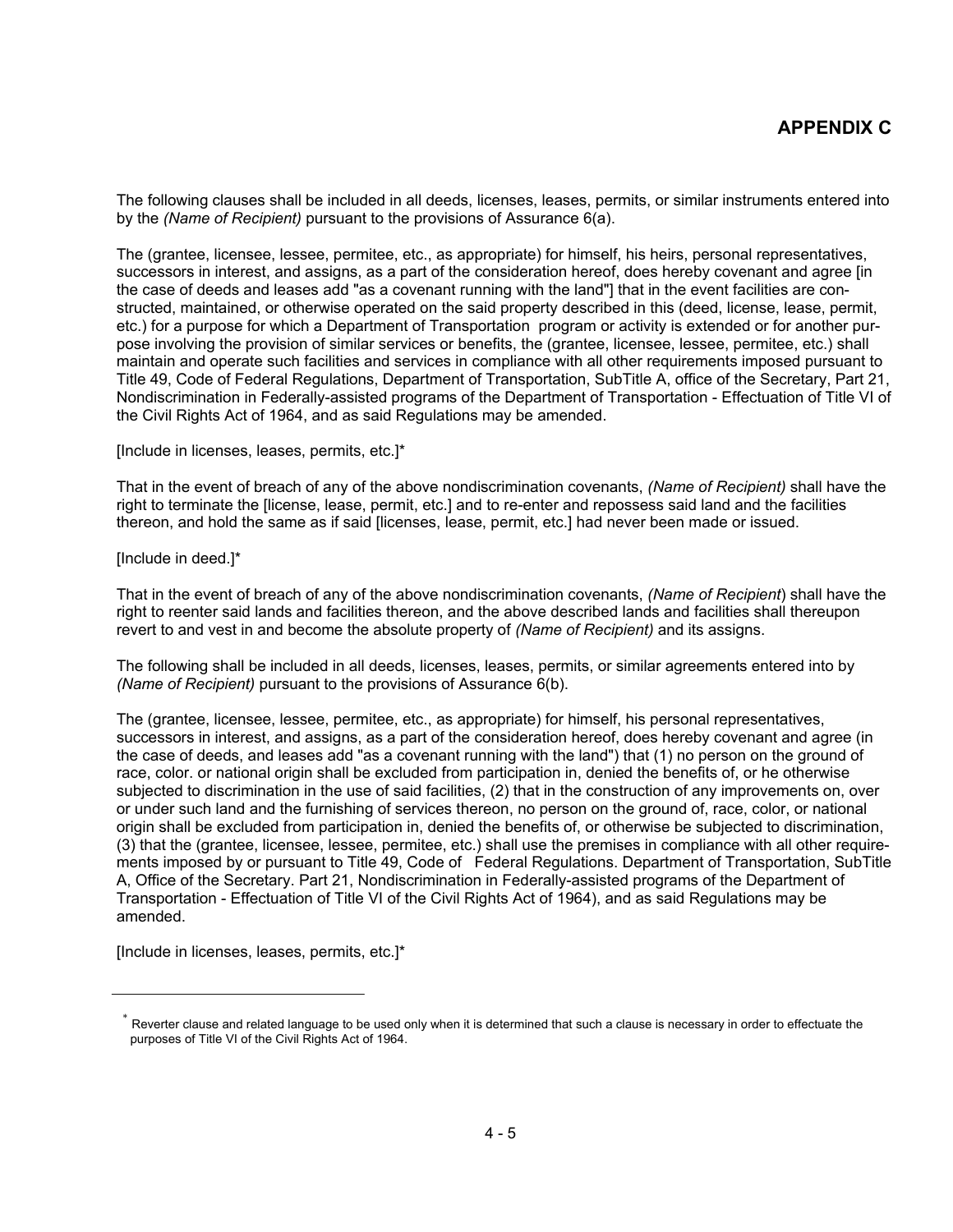# APPENDIX C

The following clauses shall be included in all deeds, licenses, leases, permits, or similar instruments entered into by the *(Name of Recipient)* pursuant to the provisions of Assurance 6(a).

The (grantee, licensee, lessee, permitee, etc., as appropriate) for himself, his heirs, personal representatives, successors in interest, and assigns, as a part of the consideration hereof, does hereby covenant and agree [in the case of deeds and leases add "as a covenant running with the land"] that in the event facilities are constructed, maintained, or otherwise operated on the said property described in this (deed, license, lease, permit, etc.) for a purpose for which a Department of Transportation program or activity is extended or for another purpose involving the provision of similar services or benefits, the (grantee, licensee, lessee, permitee, etc.) shall maintain and operate such facilities and services in compliance with all other requirements imposed pursuant to Title 49, Code of Federal Regulations, Department of Transportation, SubTitle A, office of the Secretary, Part 21, Nondiscrimination in Federally-assisted programs of the Department of Transportation - Effectuation of Title VI of the Civil Rights Act of 1964, and as said Regulations may be amended.

[Include in licenses, leases, permits, etc.]*

That in the event of breach of any of the above nondiscrimination covenants, *(Name of Recipient)* shall have the right to terminate the [license, lease, permit, etc.] and to re-enter and repossess said land and the facilities thereon, and hold the same as if said [licenses, lease, permit, etc.] had never been made or issued.

[Include in deed.]*

That in the event of breach of any of the above nondiscrimination covenants, *(Name of Recipient*) shall have the right to reenter said lands and facilities thereon, and the above described lands and facilities shall thereupon revert to and vest in and become the absolute property of *(Name of Recipient)* and its assigns.

The following shall be included in all deeds, licenses, leases, permits, or similar agreements entered into by *(Name of Recipient)* pursuant to the provisions of Assurance 6(b).

The (grantee, licensee, lessee, permitee, etc., as appropriate) for himself, his personal representatives, successors in interest, and assigns, as a part of the consideration hereof, does hereby covenant and agree (in the case of deeds, and leases add "as a covenant running with the land") that (1) no person on the ground of race, color. or national origin shall be excluded from participation in, denied the benefits of, or he otherwise subjected to discrimination in the use of said facilities, (2) that in the construction of any improvements on, over or under such land and the furnishing of services thereon, no person on the ground of, race, color, or national origin shall be excluded from participation in, denied the benefits of, or otherwise be subjected to discrimination, (3) that the (grantee, licensee, lessee, permitee, etc.) shall use the premises in compliance with all other requirements imposed by or pursuant to Title 49, Code of Federal Regulations. Department of Transportation, SubTitle A, Office of the Secretary. Part 21, Nondiscrimination in Federally-assisted programs of the Department of Transportation - Effectuation of Title VI of the Civil Rights Act of 1964), and as said Regulations may be amended.

[Include in licenses, leases, permits, etc.]*

---

* Reverter clause and related language to be used only when it is determined that such a clause is necessary in order to effectuate the purposes of Title VI of the Civil Rights Act of 1964.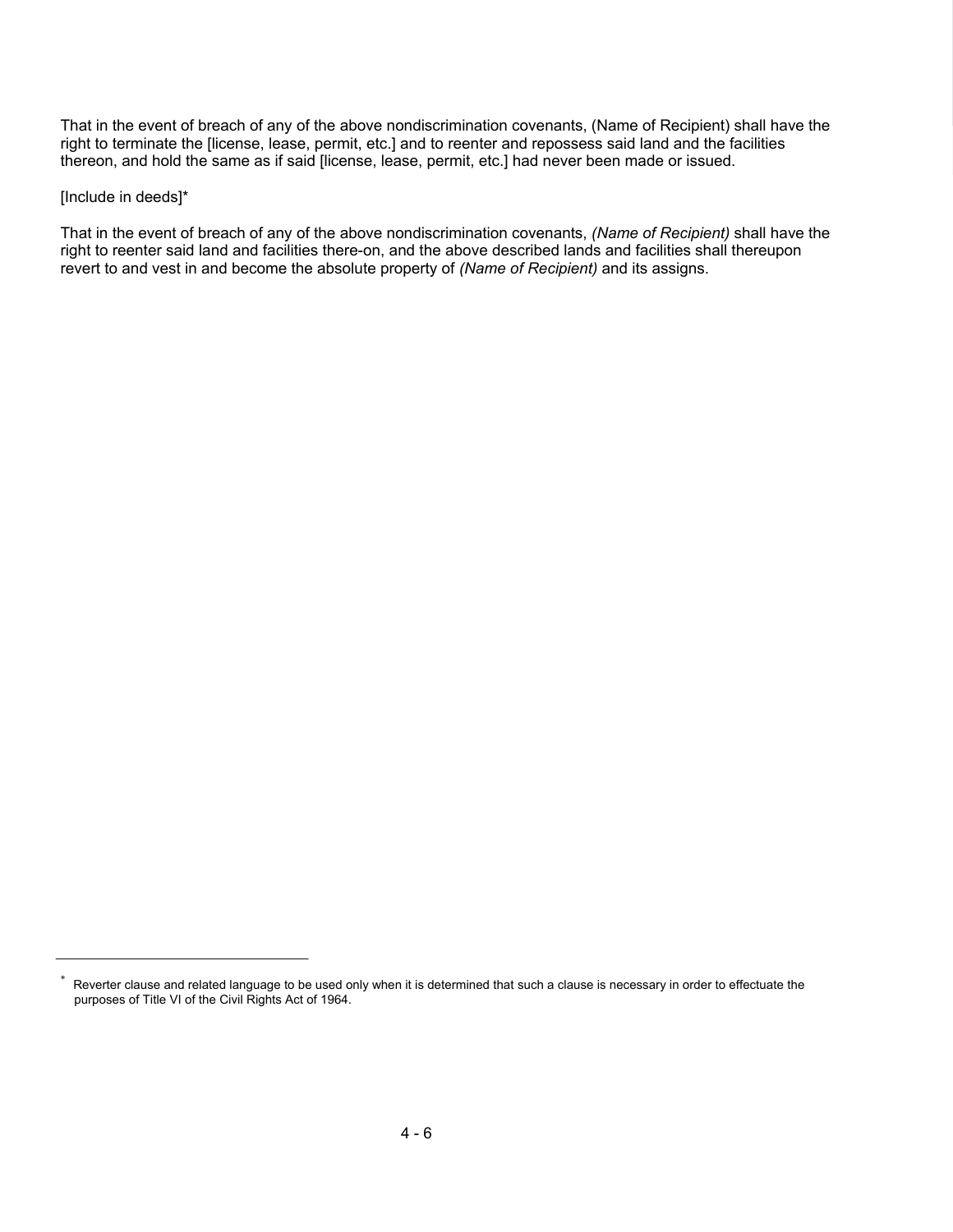That in the event of breach of any of the above nondiscrimination covenants, (Name of Recipient) shall have the right to terminate the [license, lease, permit, etc.] and to reenter and repossess said land and the facilities thereon, and hold the same as if said [license, lease, permit, etc.] had never been made or issued.

[Include in deeds]*

That in the event of breach of any of the above nondiscrimination covenants, *(Name of Recipient)* shall have the right to reenter said land and facilities there-on, and the above described lands and facilities shall thereupon revert to and vest in and become the absolute property of *(Name of Recipient)* and its assigns.

---

* Reverter clause and related language to be used only when it is determined that such a clause is necessary in order to effectuate the purposes of Title VI of the Civil Rights Act of 1964.